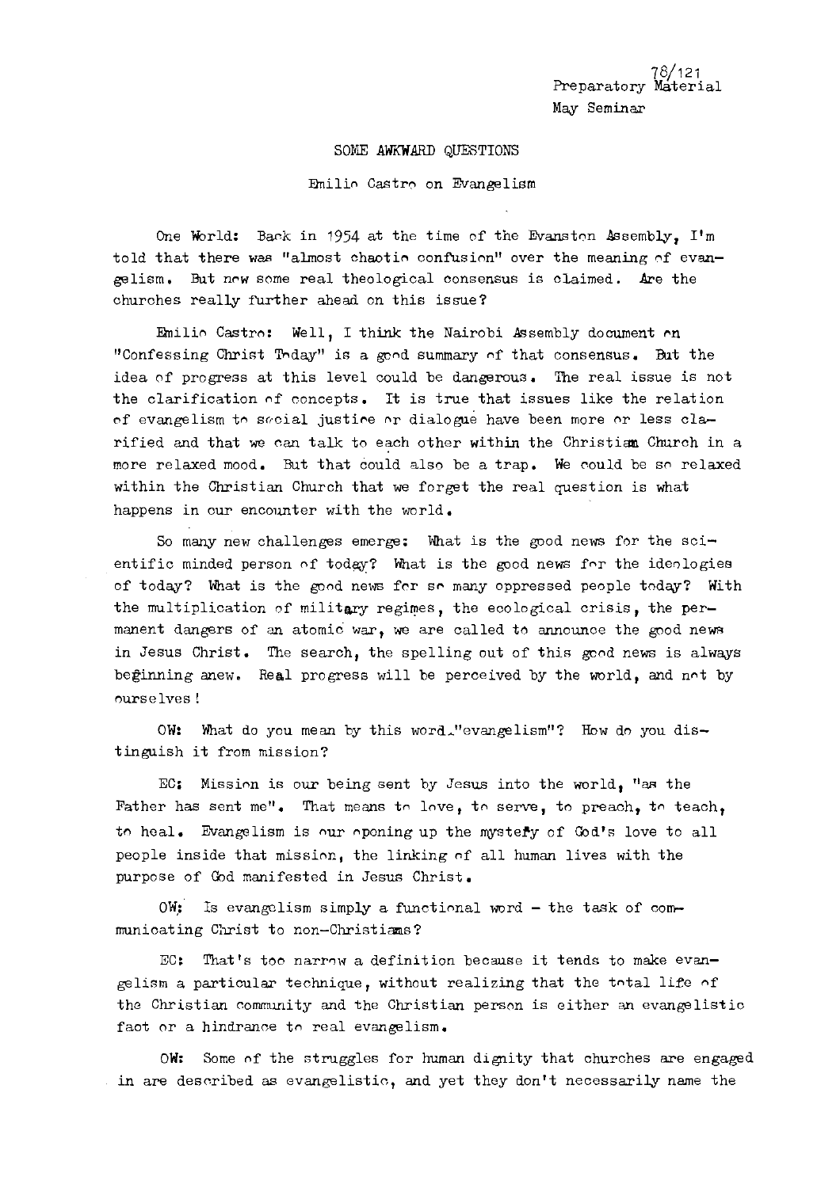78/121
Preparatory Material
May Seminar

SOME AWKWARD QUESTIONS

Emilio Castro on Evangelism

One World: Back in 1954 at the time of the Evanston Assembly, I'm told that there was "almost chaotic confusion" over the meaning of evangelism. But now some real theological consensus is claimed. Are the churches really further ahead on this issue?

Emilio Castro: Well, I think the Nairobi Assembly document on "Confessing Christ Today" is a good summary of that consensus. But the idea of progress at this level could be dangerous. The real issue is not the clarification of concepts. It is true that issues like the relation of evangelism to social justice or dialogue have been more or less clarified and that we can talk to each other within the Christian Church in a more relaxed mood. But that could also be a trap. We could be so relaxed within the Christian Church that we forget the real question is what happens in our encounter with the world.

So many new challenges emerge: What is the good news for the scientific minded person of today? What is the good news for the ideologies of today? What is the good news for so many oppressed people today? With the multiplication of military regimes, the ecological crisis, the permanent dangers of an atomic war, we are called to announce the good news in Jesus Christ. The search, the spelling out of this good news is always beginning anew. Real progress will be perceived by the world, and not by ourselves!

OW: What do you mean by this word "evangelism"? How do you distinguish it from mission?

EC: Mission is our being sent by Jesus into the world, "as the Father has sent me". That means to love, to serve, to preach, to teach, to heal. Evangelism is our oponing up the mystery of God's love to all people inside that mission, the linking of all human lives with the purpose of God manifested in Jesus Christ.

OW: Is evangelism simply a functional word - the task of communicating Christ to non-Christians?

EC: That's too narrow a definition because it tends to make evangelism a particular technique, without realizing that the total life of the Christian community and the Christian person is either an evangelistic fact or a hindrance to real evangelism.

OW: Some of the struggles for human dignity that churches are engaged in are described as evangelistic, and yet they don't necessarily name the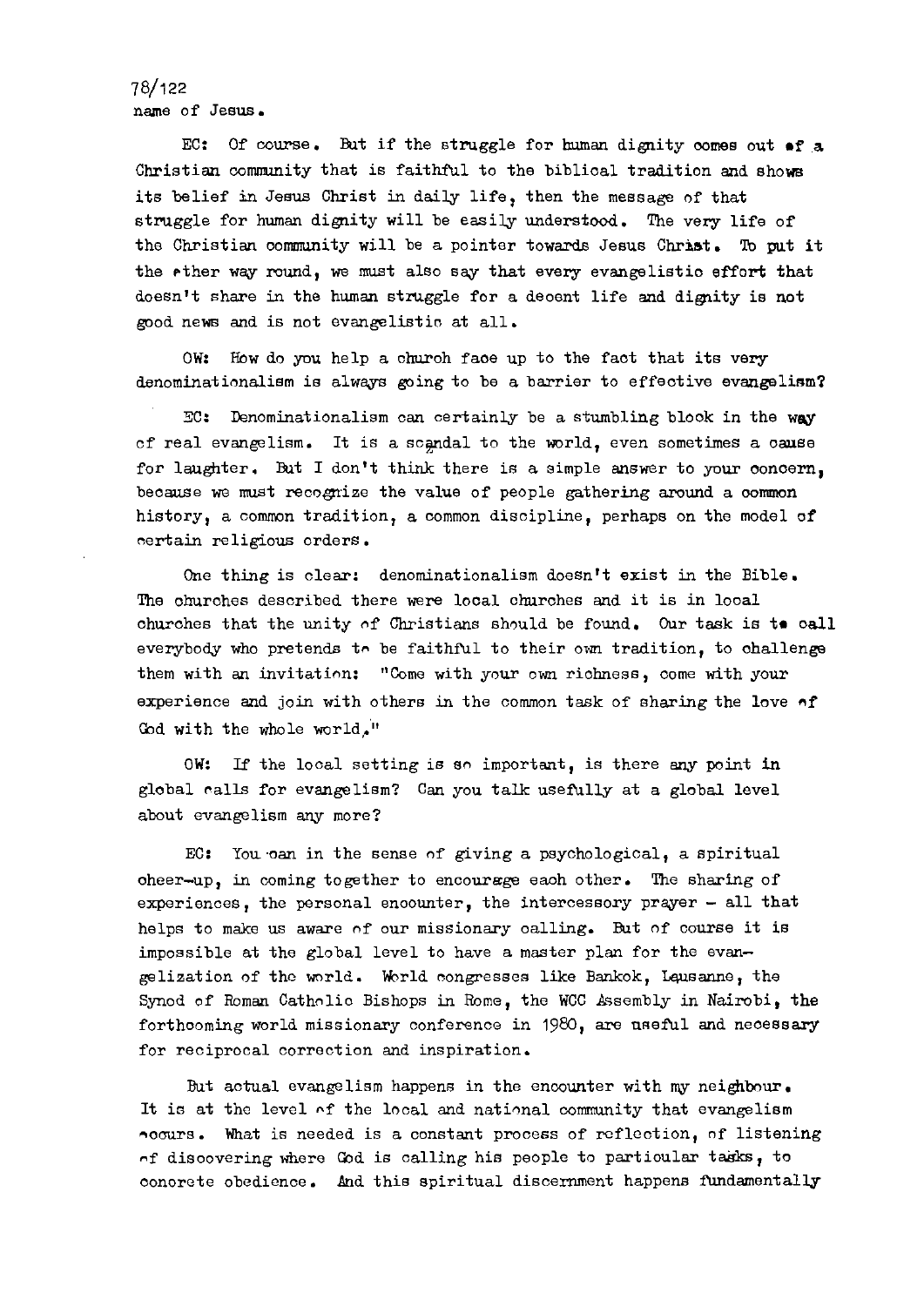name of Jesus.

EC: Of course. But if the struggle for human dignity comes out of a Christian community that is faithful to the biblical tradition and shows its belief in Jesus Christ in daily life, then the message of that struggle for human dignity will be easily understood. The very life of the Christian community will be a pointer towards Jesus Christ. To put it the other way round, we must also say that every evangelistic effort that doesn't share in the human struggle for a decent life and dignity is not good news and is not evangelistic at all.

OW: How do you help a church face up to the fact that its very denominationalism is always going to be a barrier to effective evangelism?

EC: Denominationalism can certainly be a stumbling block in the way of real evangelism. It is a scandal to the world, even sometimes a cause for laughter. But I don't think there is a simple answer to your concern, because we must recognize the value of people gathering around a common history, a common tradition, a common discipline, perhaps on the model of certain religious orders.

One thing is clear: denominationalism doesn't exist in the Bible. The churches described there were local churches and it is in local churches that the unity of Christians should be found. Our task is to call everybody who pretends to be faithful to their own tradition, to challenge them with an invitation: "Come with your own richness, come with your experience and join with others in the common task of sharing the love of God with the whole world."

OW: If the local setting is so important, is there any point in global calls for evangelism? Can you talk usefully at a global level about evangelism any more?

EC: You can in the sense of giving a psychological, a spiritual cheer-up, in coming together to encourage each other. The sharing of experiences, the personal encounter, the intercessory prayer - all that helps to make us aware of our missionary calling. But of course it is impossible at the global level to have a master plan for the evangelization of the world. World congresses like Bankok, Lausanne, the Synod of Roman Catholic Bishops in Rome, the WCC Assembly in Nairobi, the forthcoming world missionary conference in 1980, are useful and necessary for reciprocal correction and inspiration.

But actual evangelism happens in the encounter with my neighbour. It is at the level of the local and national community that evangelism occurs. What is needed is a constant process of reflection, of listening of discovering where God is calling his people to particular tasks, to concrete obedience. And this spiritual discernment happens fundamentally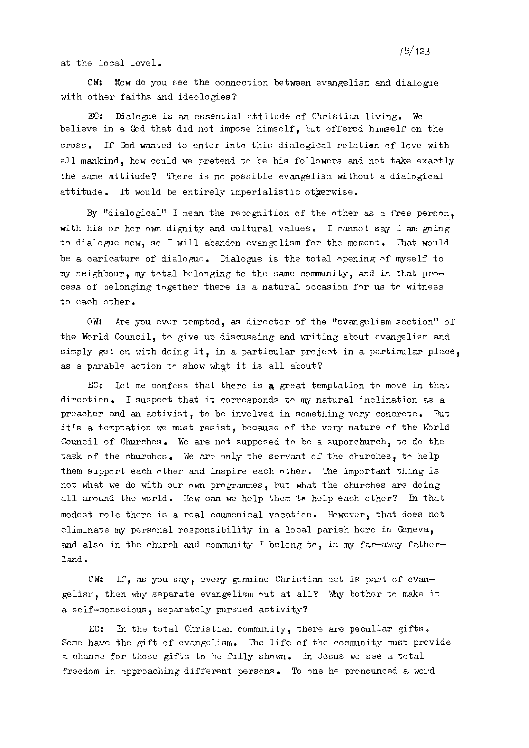at the local level.

OW: How do you see the connection between evangelism and dialogue with other faiths and ideologies?

EC: Dialogue is an essential attitude of Christian living. We believe in a God that did not impose himself, but offered himself on the cross. If God wanted to enter into this dialogical relation of love with all mankind, how could we pretend to be his followers and not take exactly the same attitude? There is no possible evangelism without a dialogical attitude. It would be entirely imperialistic otherwise.

By "dialogical" I mean the recognition of the other as a free person, with his or her own dignity and cultural values. I cannot say I am going to dialogue now, so I will abandon evangelism for the moment. That would be a caricature of dialogue. Dialogue is the total opening of myself to my neighbour, my total belonging to the same community, and in that process of belonging together there is a natural occasion for us to witness to each other.

OW: Are you ever tempted, as director of the "evangelism section" of the World Council, to give up discussing and writing about evangelism and simply get on with doing it, in a particular project in a particular place, as a parable action to show what it is all about?

EC: Let me confess that there is a great temptation to move in that direction. I suspect that it corresponds to my natural inclination as a preacher and an activist, to be involved in something very concrete. But it's a temptation we must resist, because of the very nature of the World Council of Churches. We are not supposed to be a superchurch, to do the task of the churches. We are only the servant of the churches, to help them support each other and inspire each other. The important thing is not what we do with our own programmes, but what the churches are doing all around the world. How can we help them to help each other? In that modest role there is a real ecumenical vocation. However, that does not eliminate my personal responsibility in a local parish here in Geneva, and also in the church and community I belong to, in my far-away fatherland.

OW: If, as you say, every genuine Christian act is part of evangelism, then why separate evangelism out at all? Why bother to make it a self-conscious, separately pursued activity?

EC: In the total Christian community, there are peculiar gifts. Some have the gift of evangelism. The life of the community must provide a chance for those gifts to be fully shown. In Jesus we see a total freedom in approaching different persons. To one he pronounced a word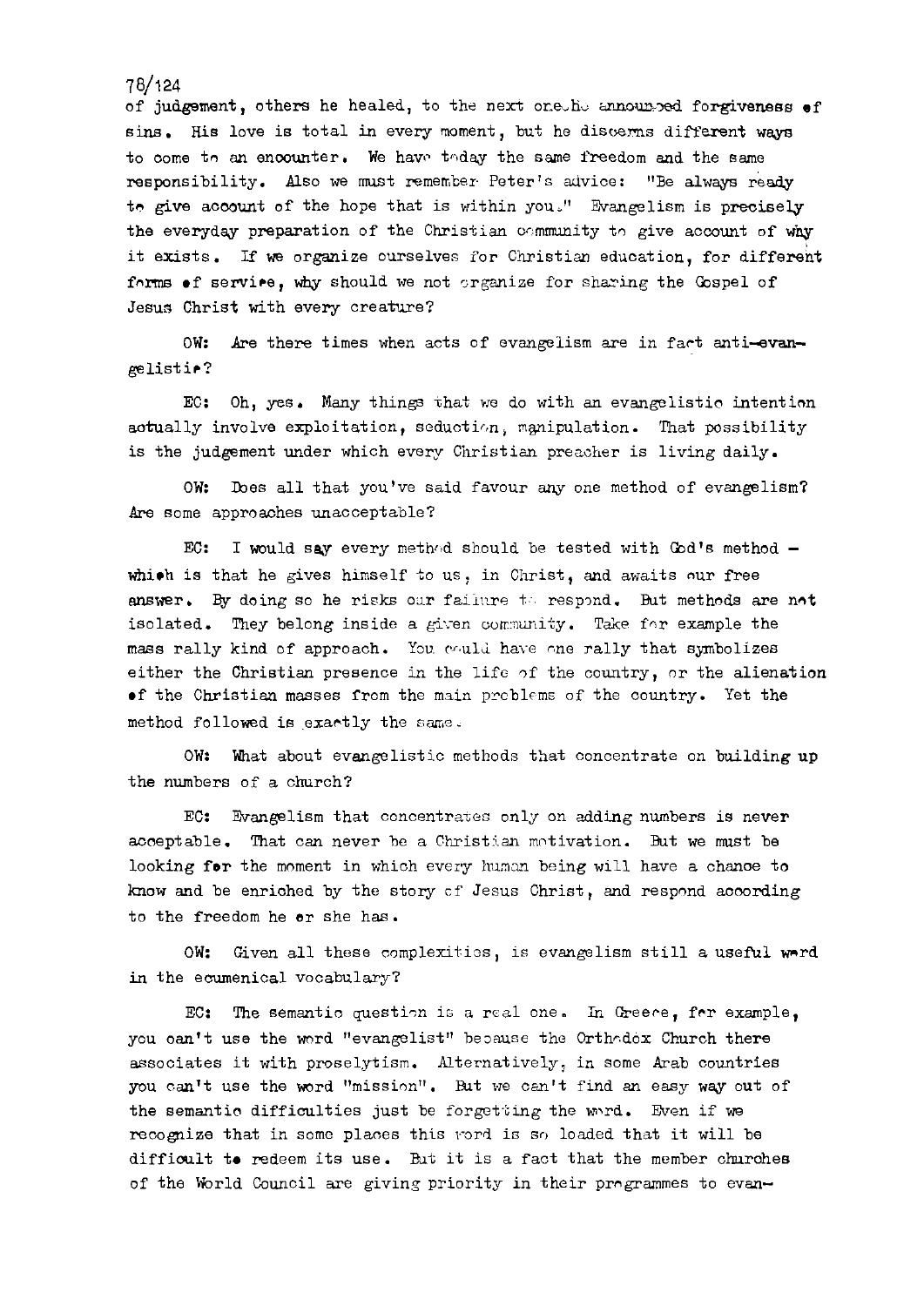of judgement, others he healed, to the next one he announced forgiveness of sins. His love is total in every moment, but he discerns different ways to come to an encounter. We have today the same freedom and the same responsibility. Also we must remember Peter's advice: "Be always ready to give account of the hope that is within you." Evangelism is precisely the everyday preparation of the Christian community to give account of why it exists. If we organize ourselves for Christian education, for different forms of service, why should we not organize for sharing the Gospel of Jesus Christ with every creature?

OW: Are there times when acts of evangelism are in fact anti-evangelistic?

EC: Oh, yes. Many things that we do with an evangelistic intention actually involve exploitation, seduction, manipulation. That possibility is the judgement under which every Christian preacher is living daily.

OW: Does all that you've said favour any one method of evangelism? Are some approaches unacceptable?

EC: I would say every method should be tested with God's method — which is that he gives himself to us, in Christ, and awaits our free answer. By doing so he risks our failure to respond. But methods are not isolated. They belong inside a given community. Take for example the mass rally kind of approach. You could have one rally that symbolizes either the Christian presence in the life of the country, or the alienation of the Christian masses from the main problems of the country. Yet the method followed is exactly the same.

OW: What about evangelistic methods that concentrate on building up the numbers of a church?

EC: Evangelism that concentrates only on adding numbers is never acceptable. That can never be a Christian motivation. But we must be looking for the moment in which every human being will have a chance to know and be enriched by the story of Jesus Christ, and respond according to the freedom he or she has.

OW: Given all these complexities, is evangelism still a useful word in the ecumenical vocabulary?

EC: The semantic question is a real one. In Greece, for example, you can't use the word "evangelist" because the Orthodox Church there associates it with proselytism. Alternatively, in some Arab countries you can't use the word "mission". But we can't find an easy way out of the semantic difficulties just be forgetting the word. Even if we recognize that in some places this word is so loaded that it will be difficult to redeem its use. But it is a fact that the member churches of the World Council are giving priority in their programmes to evan-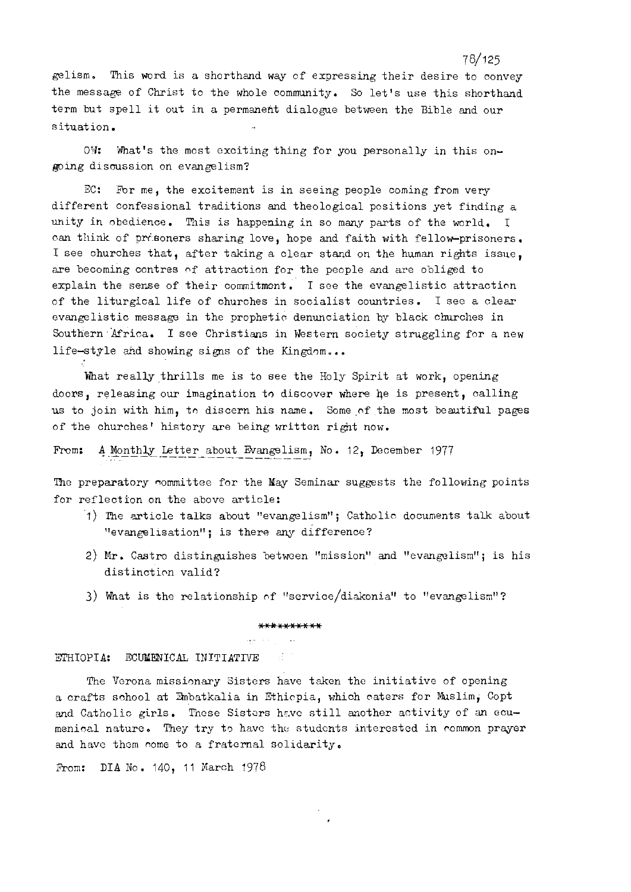gelism. This word is a shorthand way of expressing their desire to convey the message of Christ to the whole community. So let's use this shorthand term but spell it out in a permanent dialogue between the Bible and our situation.

OW: What's the most exciting thing for you personally in this ongoing discussion on evangelism?

EC: For me, the excitement is in seeing people coming from very different confessional traditions and theological positions yet finding a unity in obedience. This is happening in so many parts of the world. I can think of prisoners sharing love, hope and faith with fellow-prisoners. I see churches that, after taking a clear stand on the human rights issue, are becoming centres of attraction for the people and are obliged to explain the sense of their commitment. I see the evangelistic attraction of the liturgical life of churches in socialist countries. I see a clear evangelistic message in the prophetic denunciation by black churches in Southern Africa. I see Christians in Western society struggling for a new life-style and showing signs of the Kingdom...

What really thrills me is to see the Holy Spirit at work, opening doors, releasing our imagination to discover where he is present, calling us to join with him, to discern his name. Some of the most beautiful pages of the churches' history are being written right now.

From: A Monthly Letter about Evangelism, No. 12, December 1977

The preparatory committee for the May Seminar suggests the following points for reflection on the above article:

1) The article talks about "evangelism"; Catholic documents talk about "evangelisation"; is there any difference?
2) Mr. Castro distinguishes between "mission" and "evangelism"; is his distinction valid?
3) What is the relationship of "service/diakonia" to "evangelism"?

**********

## ETHIOPIA: ECUMENICAL INITIATIVE

The Verona missionary Sisters have taken the initiative of opening a crafts school at Embatkalia in Ethiopia, which caters for Muslim, Copt and Catholic girls. These Sisters have still another activity of an ecumenical nature. They try to have the students interested in common prayer and have them come to a fraternal solidarity.

From: DIA No. 140, 11 March 1978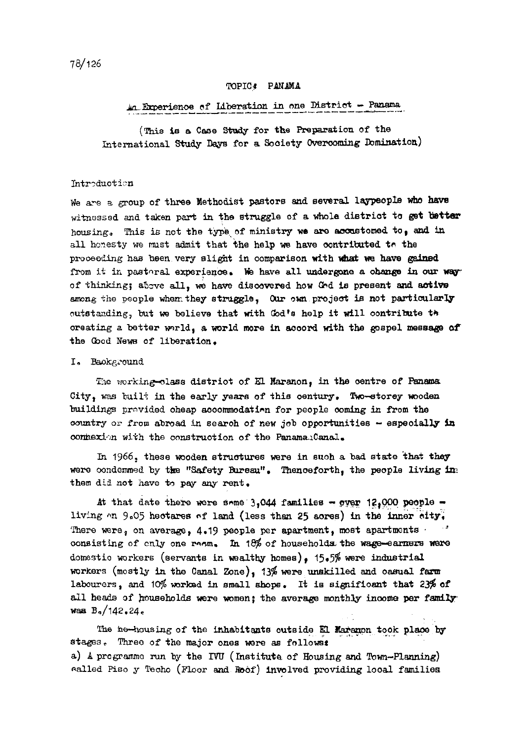78/126

TOPIC: PANAMA

An Experience of Liberation in one District – Panama

(This is a Case Study for the Preparation of the International Study Days for a Society Overcoming Domination)

Introduction

We are a group of three Methodist pastors and several laypeople who have witnessed and taken part in the struggle of a whole district to get better housing. This is not the type of ministry we are accustomed to, and in all honesty we must admit that the help we have contributed to the proceeding has been very slight in comparison with what we have gained from it in pastoral experience. We have all undergone a change in our way of thinking; above all, we have discovered how God is present and active among the people when they struggle. Our own project is not particularly outstanding, but we believe that with God's help it will contribute to creating a better world, a world more in accord with the gospel message of the Good News of liberation.

I. Background

The working-class district of El Maranon, in the centre of Panama City, was built in the early years of this century. Two-storey wooden buildings provided cheap accommodation for people coming in from the country or from abroad in search of new job opportunities – especially in connexion with the construction of the Panama Canal.

In 1966, these wooden structures were in such a bad state that they were condemned by the "Safety Bureau". Thenceforth, the people living in them did not have to pay any rent.

At that date there were some 3,044 families – over 12,000 people – living on 9.05 hectares of land (less than 25 acres) in the inner city. There were, on average, 4.19 people per apartment, most apartments consisting of only one room. In 18% of households the wage-earners were domestic workers (servants in wealthy homes), 15.5% were industrial workers (mostly in the Canal Zone), 13% were unskilled and casual farm labourers, and 10% worked in small shops. It is significant that 23% of all heads of households were women; the average monthly income per family was B./142.24.

The re-housing of the inhabitants outside El Maranon took place by stages. Three of the major ones were as follows:

a) A programme run by the IVU (Institute of Housing and Town-Planning) called Piso y Techo (Floor and Roof) involved providing local families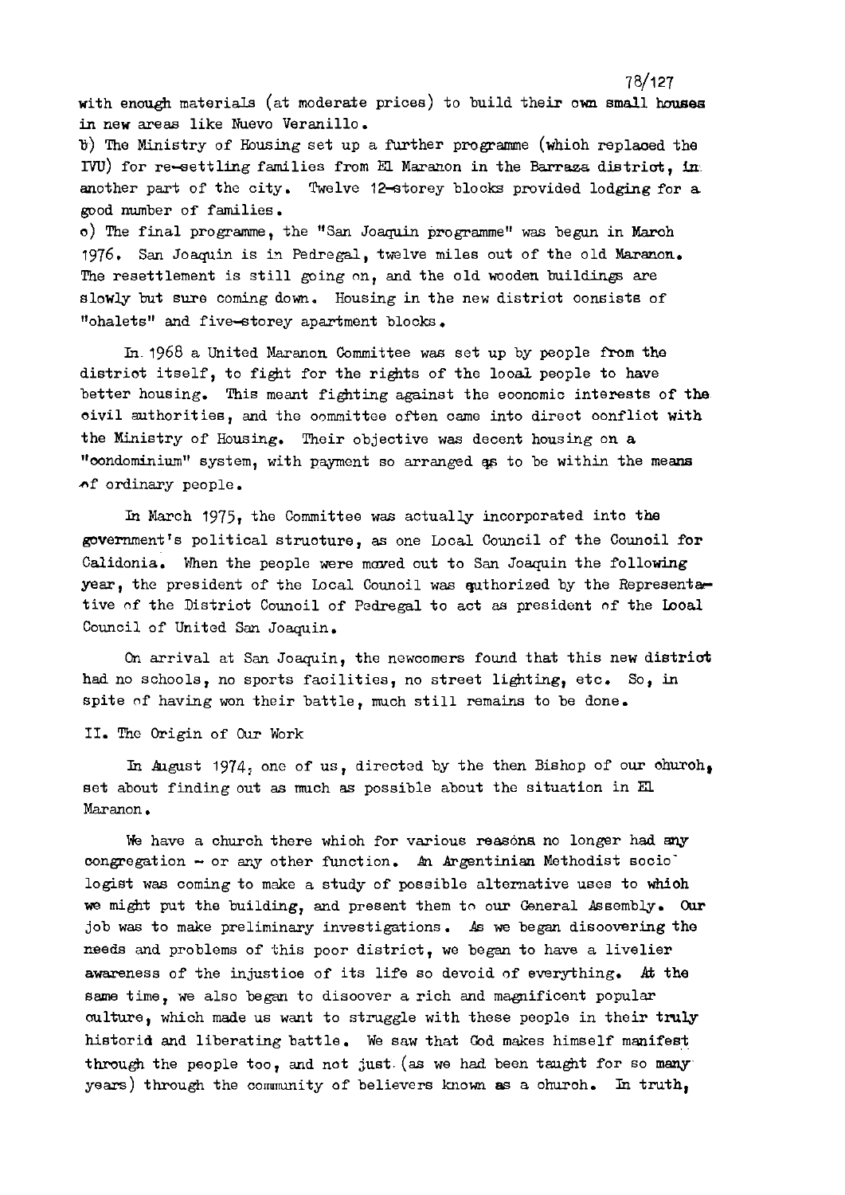with enough materials (at moderate prices) to build their own small houses in new areas like Nuevo Veranillo.

b) The Ministry of Housing set up a further programme (which replaced the IVU) for re-settling families from El Maranon in the Barraza district, in another part of the city. Twelve 12-storey blocks provided lodging for a good number of families.

c) The final programme, the "San Joaquin programme" was begun in March 1976. San Joaquin is in Pedregal, twelve miles out of the old Maranon. The resettlement is still going on, and the old wooden buildings are slowly but sure coming down. Housing in the new district consists of "chalets" and five-storey apartment blocks.

In 1968 a United Maranon Committee was set up by people from the district itself, to fight for the rights of the local people to have better housing. This meant fighting against the economic interests of the civil authorities, and the committee often came into direct conflict with the Ministry of Housing. Their objective was decent housing on a "condominium" system, with payment so arranged as to be within the means of ordinary people.

In March 1975, the Committee was actually incorporated into the government's political structure, as one Local Council of the Council for Calidonia. When the people were moved out to San Joaquin the following year, the president of the Local Council was authorized by the Representative of the District Council of Pedregal to act as president of the Local Council of United San Joaquin.

On arrival at San Joaquin, the newcomers found that this new district had no schools, no sports facilities, no street lighting, etc. So, in spite of having won their battle, much still remains to be done.

## II. The Origin of Our Work

In August 1974, one of us, directed by the then Bishop of our church, set about finding out as much as possible about the situation in El Maranon.

We have a church there which for various reasons no longer had any congregation - or any other function. An Argentinian Methodist sociologist was coming to make a study of possible alternative uses to which we might put the building, and present them to our General Assembly. Our job was to make preliminary investigations. As we began discovering the needs and problems of this poor district, we began to have a livelier awareness of the injustice of its life so devoid of everything. At the same time, we also began to discover a rich and magnificent popular culture, which made us want to struggle with these people in their truly historic and liberating battle. We saw that God makes himself manifest through the people too, and not just (as we had been taught for so many years) through the community of believers known as a church. In truth,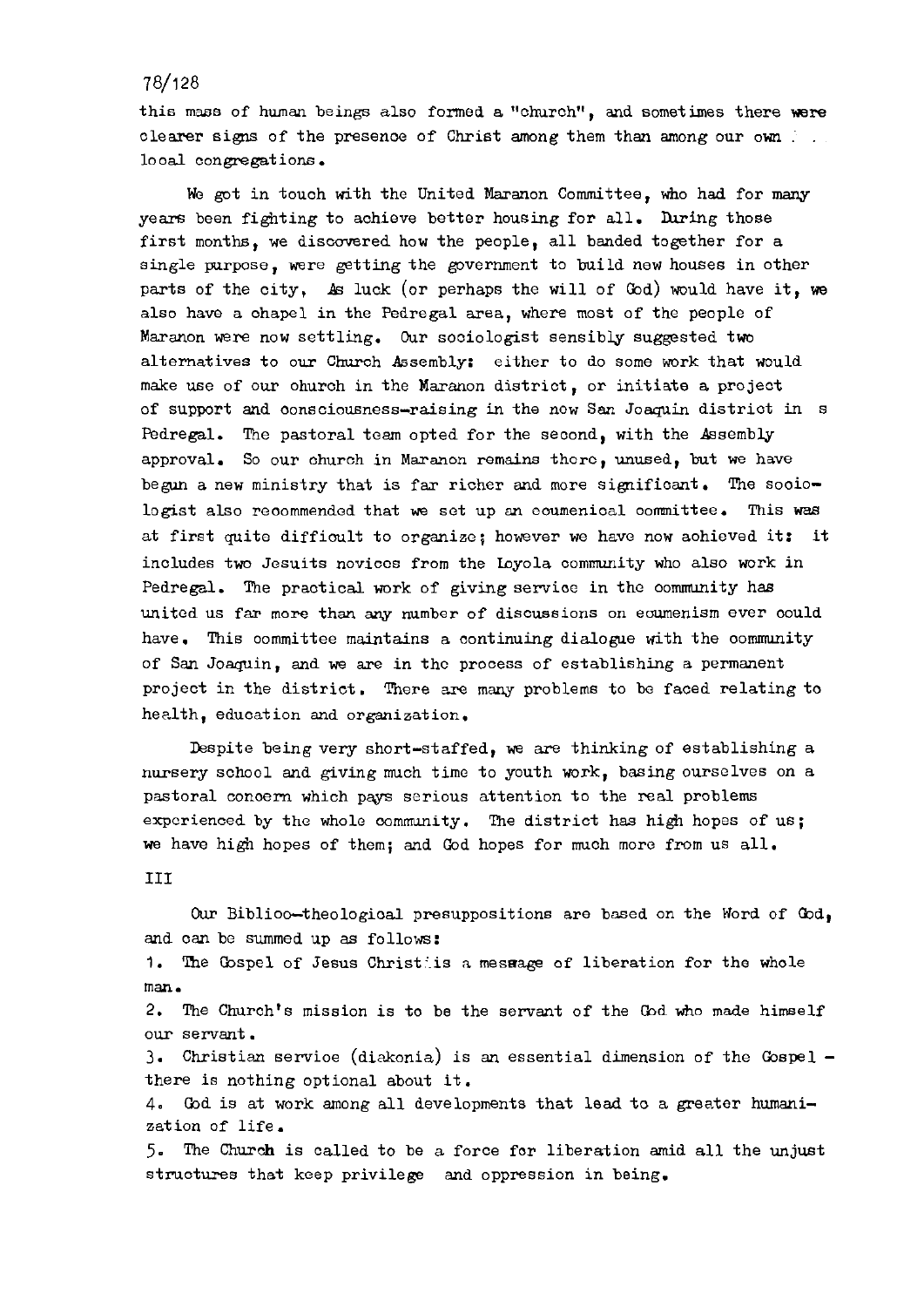this mass of human beings also formed a "church", and sometimes there were clearer signs of the presence of Christ among them than among our own local congregations.

We got in touch with the United Maranon Committee, who had for many years been fighting to achieve better housing for all. During those first months, we discovered how the people, all banded together for a single purpose, were getting the government to build new houses in other parts of the city. As luck (or perhaps the will of God) would have it, we also have a chapel in the Pedregal area, where most of the people of Maranon were now settling. Our sociologist sensibly suggested two alternatives to our Church Assembly: either to do some work that would make use of our church in the Maranon district, or initiate a project of support and consciousness-raising in the new San Joaquin district in s Pedregal. The pastoral team opted for the second, with the Assembly approval. So our church in Maranon remains there, unused, but we have begun a new ministry that is far richer and more significant. The sociologist also recommended that we set up an ecumenical committee. This was at first quite difficult to organize; however we have now achieved it: it includes two Jesuits novices from the Loyola community who also work in Pedregal. The practical work of giving service in the community has united us far more than any number of discussions on ecumenism ever could have. This committee maintains a continuing dialogue with the community of San Joaquin, and we are in the process of establishing a permanent project in the district. There are many problems to be faced relating to health, education and organization.

Despite being very short-staffed, we are thinking of establishing a nursery school and giving much time to youth work, basing ourselves on a pastoral concern which pays serious attention to the real problems experienced by the whole community. The district has high hopes of us; we have high hopes of them; and God hopes for much more from us all.

## III

Our Biblico-theological presuppositions are based on the Word of God, and can be summed up as follows:

1. The Gospel of Jesus Christ is a message of liberation for the whole man.
2. The Church's mission is to be the servant of the God who made himself our servant.
3. Christian service (diakonia) is an essential dimension of the Gospel - there is nothing optional about it.
4. God is at work among all developments that lead to a greater humanization of life.
5. The Church is called to be a force for liberation amid all the unjust structures that keep privilege and oppression in being.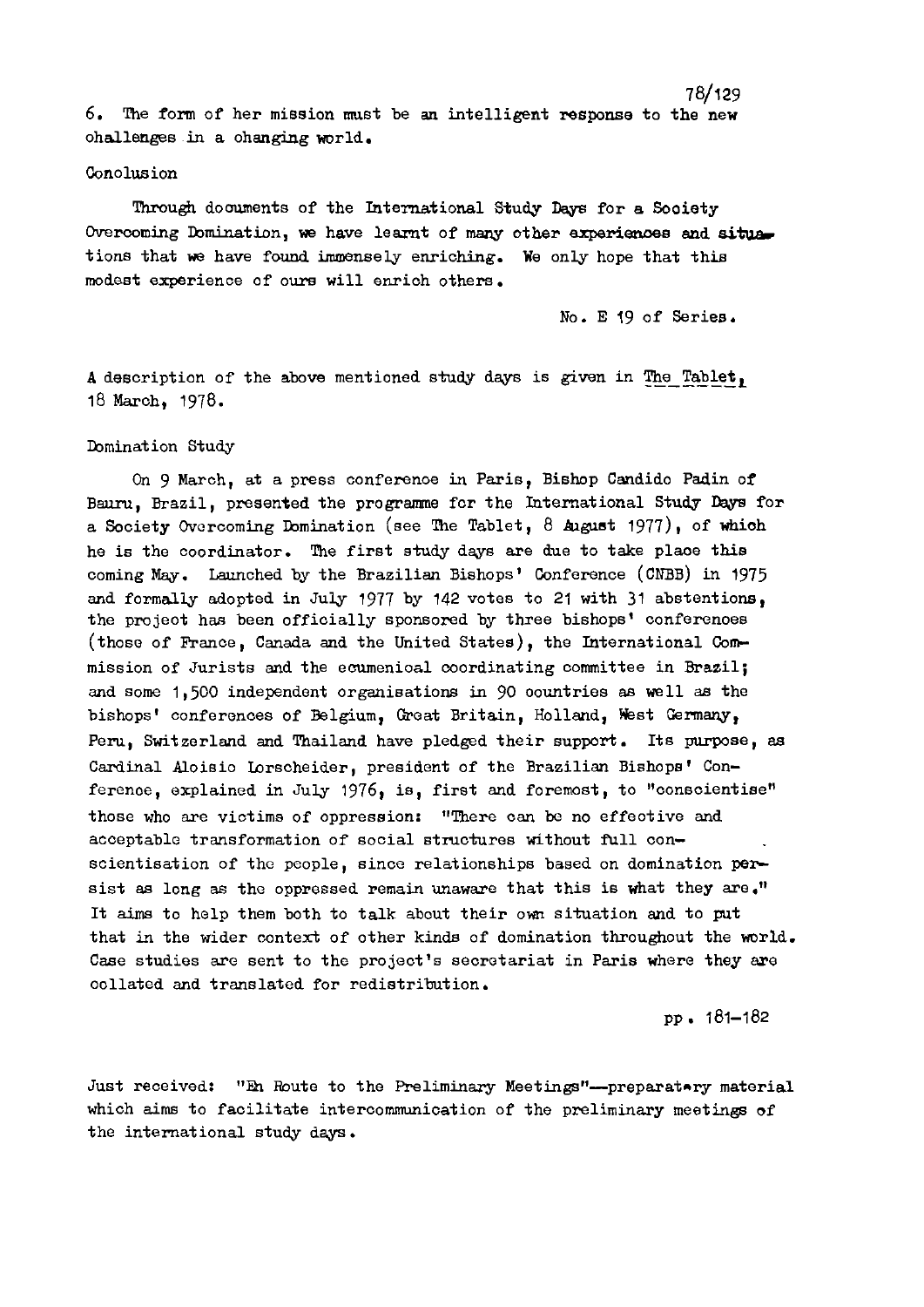6. The form of her mission must be an intelligent response to the new challenges in a changing world.

Conclusion

Through documents of the International Study Days for a Society Overcoming Domination, we have learnt of many other experiences and situations that we have found immensely enriching. We only hope that this modest experience of ours will enrich others.

No. E 19 of Series.

A description of the above mentioned study days is given in The Tablet, 18 March, 1978.

Domination Study

On 9 March, at a press conference in Paris, Bishop Candido Padin of Bauru, Brazil, presented the programme for the International Study Days for a Society Overcoming Domination (see The Tablet, 8 August 1977), of which he is the coordinator. The first study days are due to take place this coming May. Launched by the Brazilian Bishops' Conference (CNBB) in 1975 and formally adopted in July 1977 by 142 votes to 21 with 31 abstentions, the project has been officially sponsored by three bishops' conferences (those of France, Canada and the United States), the International Commission of Jurists and the ecumenical coordinating committee in Brazil; and some 1,500 independent organisations in 90 countries as well as the bishops' conferences of Belgium, Great Britain, Holland, West Germany, Peru, Switzerland and Thailand have pledged their support. Its purpose, as Cardinal Aloisio Lorscheider, president of the Brazilian Bishops' Conference, explained in July 1976, is, first and foremost, to "conscientise" those who are victims of oppression: "There can be no effective and acceptable transformation of social structures without full conscientisation of the people, since relationships based on domination persist as long as the oppressed remain unaware that this is what they are." It aims to help them both to talk about their own situation and to put that in the wider context of other kinds of domination throughout the world. Case studies are sent to the project's secretariat in Paris where they are collated and translated for redistribution.

pp. 181–182

Just received: "En Route to the Preliminary Meetings"—preparatory material which aims to facilitate intercommunication of the preliminary meetings of the international study days.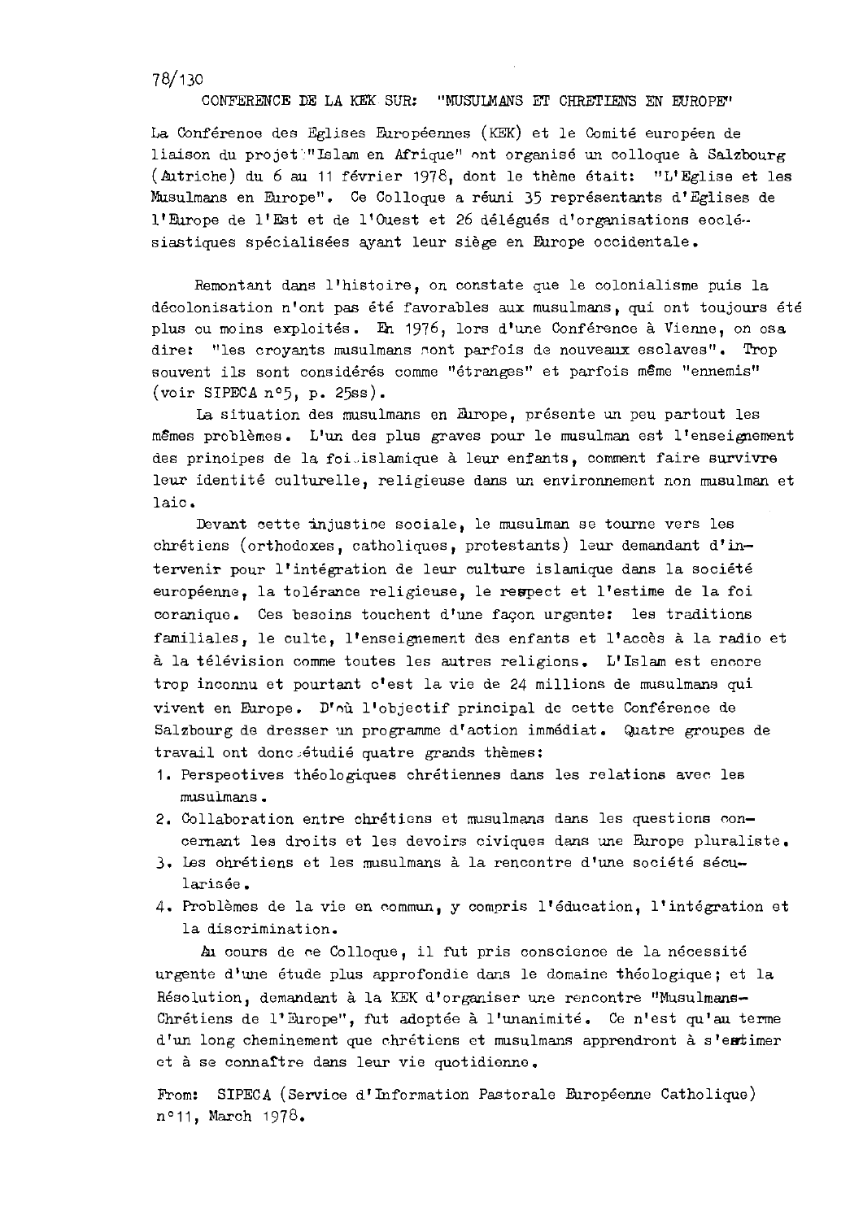78/130

## CONFERENCE DE LA KEK SUR: "MUSULMANS ET CHRETIENS EN EUROPE"

La Conférence des Eglises Européennes (KEK) et le Comité européen de liaison du projet "Islam en Afrique" ont organisé un colloque à Salzbourg (Autriche) du 6 au 11 février 1978, dont le thème était: "L'Eglise et les Musulmans en Europe". Ce Colloque a réuni 35 représentants d'Eglises de l'Europe de l'Est et de l'Ouest et 26 délégués d'organisations ecclésiastiques spécialisées ayant leur siège en Europe occidentale.

Remontant dans l'histoire, on constate que le colonialisme puis la décolonisation n'ont pas été favorables aux musulmans, qui ont toujours été plus ou moins exploités. En 1976, lors d'une Conférence à Vienne, on osa dire: "les croyants musulmans sont parfois de nouveaux esclaves". Trop souvent ils sont considérés comme "étranges" et parfois même "ennemis" (voir SIPECA n°5, p. 25ss).

La situation des musulmans en Europe, présente un peu partout les mêmes problèmes. L'un des plus graves pour le musulman est l'enseignement des principes de la foi islamique à leur enfants, comment faire survivre leur identité culturelle, religieuse dans un environnement non musulman et laic.

Devant cette injustice sociale, le musulman se tourne vers les chrétiens (orthodoxes, catholiques, protestants) leur demandant d'intervenir pour l'intégration de leur culture islamique dans la société européenne, la tolérance religieuse, le respect et l'estime de la foi coranique. Ces besoins touchent d'une façon urgente: les traditions familiales, le culte, l'enseignement des enfants et l'accès à la radio et à la télévision comme toutes les autres religions. L'Islam est encore trop inconnu et pourtant c'est la vie de 24 millions de musulmans qui vivent en Europe. D'où l'objectif principal de cette Conférence de Salzbourg de dresser un programme d'action immédiat. Quatre groupes de travail ont donc étudié quatre grands thèmes:

1. Perspectives théologiques chrétiennes dans les relations avec les musulmans.
2. Collaboration entre chrétiens et musulmans dans les questions concernant les droits et les devoirs civiques dans une Europe pluraliste.
3. Les chrétiens et les musulmans à la rencontre d'une société sécularisée.
4. Problèmes de la vie en commun, y compris l'éducation, l'intégration et la discrimination.

Au cours de ce Colloque, il fut pris conscience de la nécessité urgente d'une étude plus approfondie dans le domaine théologique; et la Résolution, demandant à la KEK d'organiser une rencontre "Musulmans-Chrétiens de l'Europe", fut adoptée à l'unanimité. Ce n'est qu'au terme d'un long cheminement que chrétiens et musulmans apprendront à s'estimer et à se connaître dans leur vie quotidienne.

From: SIPECA (Service d'Information Pastorale Européenne Catholique) n°11, March 1978.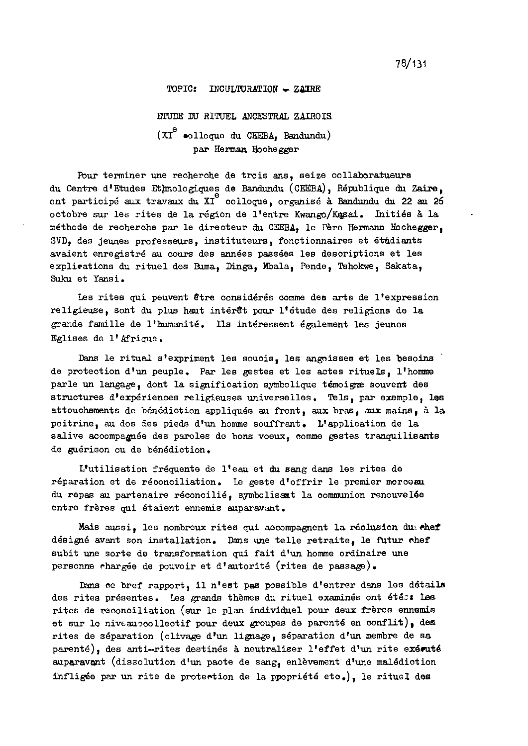78/131

TOPIC: INCULTURATION - ZAIRE

ETUDE DU RITUEL ANCESTRAL ZAIROIS

(XI[e] colloque du CEEBA, Bandundu)
par Herman Hochegger

Pour terminer une recherche de trois ans, seize collaboratuers du Centre d'Etudes Ethnologiques de Bandundu (CEEBA), République du Zaire, ont participé aux travaux du XI[e] colloque, organisé à Bandundu du 22 au 26 octobre sur les rites de la région de l'entre Kwango/Kasai. Initiés à la méthode de recherche par le directeur du CEEBA, le Père Hermann Hochegger, SVD, des jeunes professeurs, instituteurs, fonctionnaires et étudiants avaient enregistré au cours des années passées les descriptions et les explications du rituel des Buma, Dinga, Mbala, Pende, Tshokwe, Sakata, Suku et Yansi.

Les rites qui peuvent être considérés comme des arts de l'expression religieuse, sont du plus haut intérêt pour l'étude des religions de la grande famille de l'humanité. Ils intéressent également les jeunes Eglises de l'Afrique.

Dans le rituel s'expriment les soucis, les angoisses et les besoins de protection d'un peuple. Par les gestes et les actes rituels, l'homme parle un langage, dont la signification symbolique témoigne souvent des structures d'expériences religieuses universelles. Tels, par exemple, les attouchements de bénédiction appliqués au front, aux bras, aux mains, à la poitrine, au dos des pieds d'un homme souffrant. L'application de la salive accompagnée des paroles de bons voeux, comme gestes tranquilisants de guérison ou de bénédiction.

L'utilisation fréquente de l'eau et du sang dans les rites de réparation et de réconciliation. Le geste d'offrir le premier morceau du repas au partenaire réconcilié, symbolisant la communion renouvelée entre frères qui étaient ennemis auparavant.

Mais aussi, les nombreux rites qui accompagnent la réclusion du chef désigné avant son installation. Dans une telle retraite, le futur chef subit une sorte de transformation qui fait d'un homme ordinaire une personne chargée de pouvoir et d'autorité (rites de passage).

Dans ce bref rapport, il n'est pas possible d'entrer dans les détails des rites présentes. Les grands thèmes du rituel examinés ont été: Les rites de reconciliation (sur le plan individuel pour deux frères ennemis et sur le niveau collectif pour deux groupes de parenté en conflit), des rites de séparation (clivage d'un lignage, séparation d'un membre de sa parenté), des anti-rites destinés à neutraliser l'effet d'un rite exécuté auparavant (dissolution d'un pacte de sang, enlèvement d'une malédiction infligée par un rite de protection de la propriété etc.), le rituel des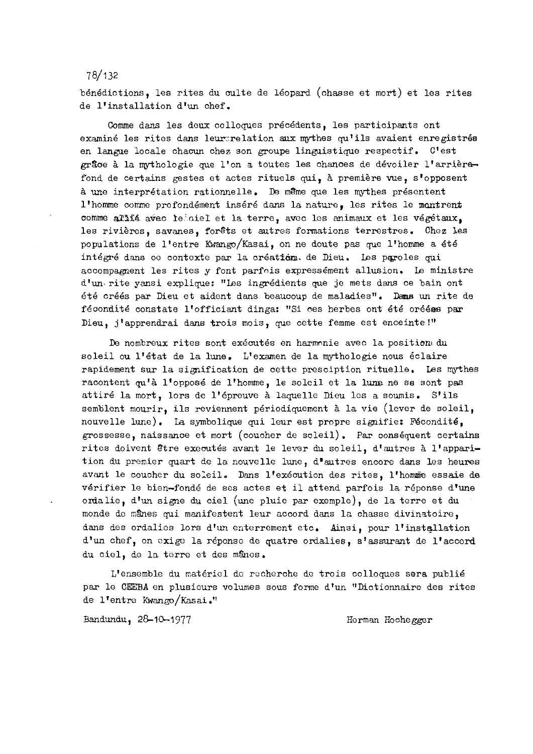bénédictions, les rites du culte de léopard (chasse et mort) et les rites de l'installation d'un chef.

Comme dans les deux colloques précédents, les participants ont examiné les rites dans leur relation aux mythes qu'ils avaient enregistrés en langue locale chacun chez son groupe linguistique respectif. C'est grâce à la mythologie que l'on a toutes les chances de dévoiler l'arrière-fond de certains gestes et actes rituels qui, à première vue, s'opposent à une interprétation rationnelle. De même que les mythes présentent l'homme comme profondément inséré dans la nature, les rites le montrent comme allié avec le ciel et la terre, avec les animaux et les végétaux, les rivières, savanes, forêts et autres formations terrestres. Chez les populations de l'entre Kwango/Kasai, on ne doute pas que l'homme a été intégré dans ce contexte par la création de Dieu. Les paroles qui accompagnent les rites y font parfois expressément allusion. Le ministre d'un rite yansi explique: "Les ingrédients que je mets dans ce bain ont été créés par Dieu et aident dans beaucoup de maladies". Dans un rite de fécondité constate l'officiant dinga: "Si ces herbes ont été créées par Dieu, j'apprendrai dans trois mois, que cette femme est enceinte!"

De nombreux rites sont exécutés en harmonie avec la position du soleil ou l'état de la lune. L'examen de la mythologie nous éclaire rapidement sur la signification de cette presciption rituelle. Les mythes racontent qu'à l'opposé de l'homme, le soleil et la lune ne se sont pas attiré la mort, lors de l'épreuve à laquelle Dieu les a soumis. S'ils semblent mourir, ils reviennent périodiquement à la vie (lever de soleil, nouvelle lune). La symbolique qui leur est propre signifie: Fécondité, grossesse, naissance et mort (coucher de soleil). Par conséquent certains rites doivent être executés avant le lever du soleil, d'autres à l'apparition du premier quart de la nouvelle lune, d'autres encore dans les heures avant le coucher du soleil. Dans l'exécution des rites, l'homme essaie de vérifier le bien-fondé de ses actes et il attend parfois la réponse d'une ordalie, d'un signe du ciel (une pluie par exemple), de la terre et du monde de mânes qui manifestent leur accord dans la chasse divinatoire, dans des ordalies lors d'un enterrement etc. Ainsi, pour l'installation d'un chef, on exige la réponse de quatre ordalies, s'assurant de l'accord du ciel, de la terre et des mânes.

L'ensemble du matériel de recherche de trois colloques sera publié par le CEEBA en plusieurs volumes sous forme d'un "Dictionnaire des rites de l'entre Kwango/Kasai."

Bandundu, 28-10-1977 — Herman Hochegger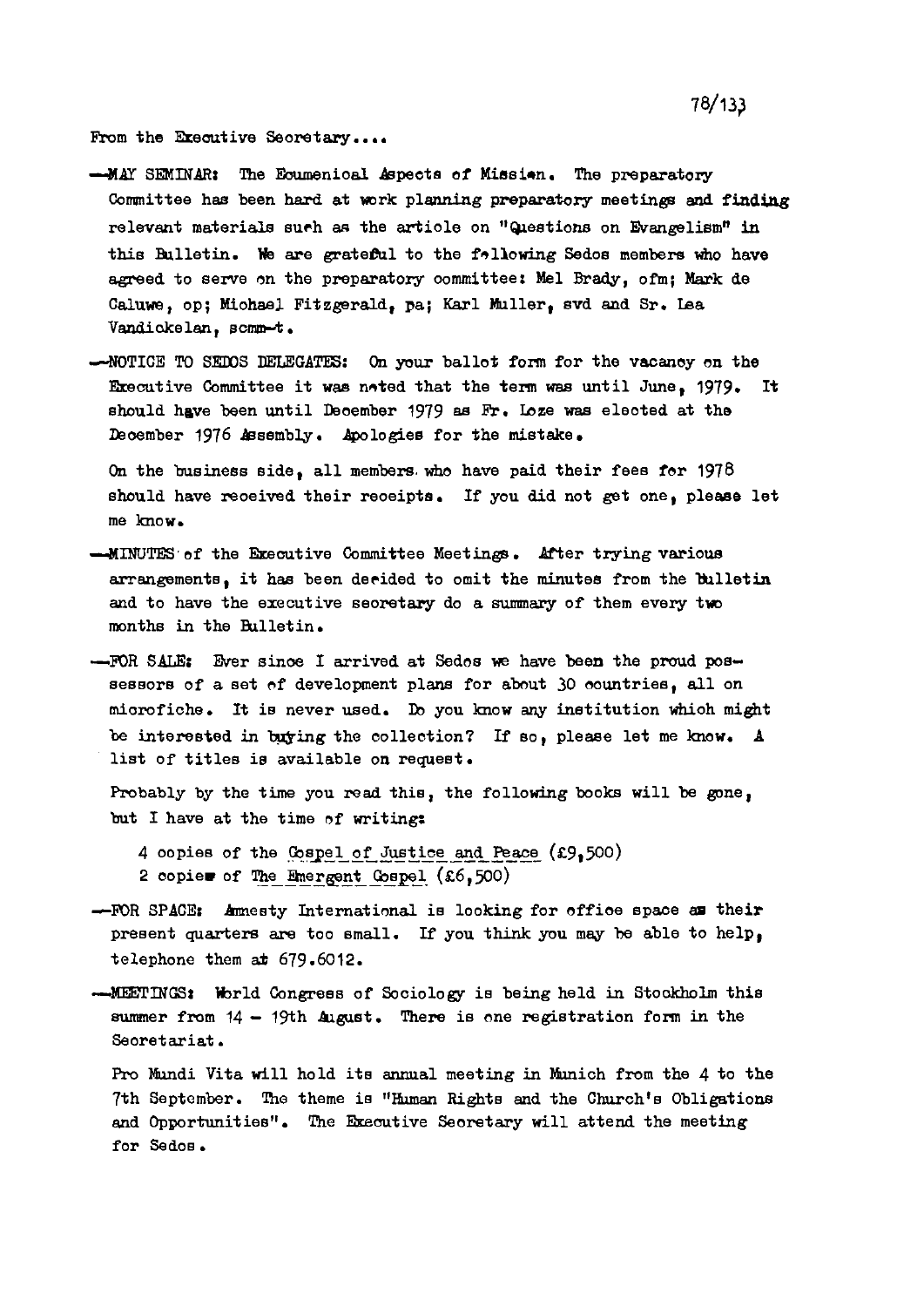From the Executive Secretary....

—MAY SEMINAR: The Ecumenical Aspects of Mission. The preparatory Committee has been hard at work planning preparatory meetings and finding relevant materials such as the article on "Questions on Evangelism" in this Bulletin. We are grateful to the following Sedos members who have agreed to serve on the preparatory committee: Mel Brady, ofm; Mark de Caluwe, op; Michael Fitzgerald, pa; Karl Muller, svd and Sr. Lea Vandickelan, scmm-t.

—NOTICE TO SEDOS DELEGATES: On your ballot form for the vacancy on the Executive Committee it was noted that the term was until June, 1979. It should have been until December 1979 as Fr. Loze was elected at the December 1976 Assembly. Apologies for the mistake.

On the business side, all members who have paid their fees for 1978 should have received their receipts. If you did not get one, please let me know.

—MINUTES of the Executive Committee Meetings. After trying various arrangements, it has been decided to omit the minutes from the Bulletin and to have the executive secretary do a summary of them every two months in the Bulletin.

—FOR SALE: Ever since I arrived at Sedos we have been the proud possessors of a set of development plans for about 30 countries, all on microfiche. It is never used. Do you know any institution which might be interested in buying the collection? If so, please let me know. A list of titles is available on request.

Probably by the time you read this, the following books will be gone, but I have at the time of writing:

4 copies of the Gospel of Justice and Peace (£9,500)
2 copies of The Emergent Gospel (£6,500)

—FOR SPACE: Amnesty International is looking for office space as their present quarters are too small. If you think you may be able to help, telephone them at 679.6012.

—MEETINGS: World Congress of Sociology is being held in Stockholm this summer from 14 - 19th August. There is one registration form in the Secretariat.

Pro Mundi Vita will hold its annual meeting in Munich from the 4 to the 7th September. The theme is "Human Rights and the Church's Obligations and Opportunities". The Executive Secretary will attend the meeting for Sedos.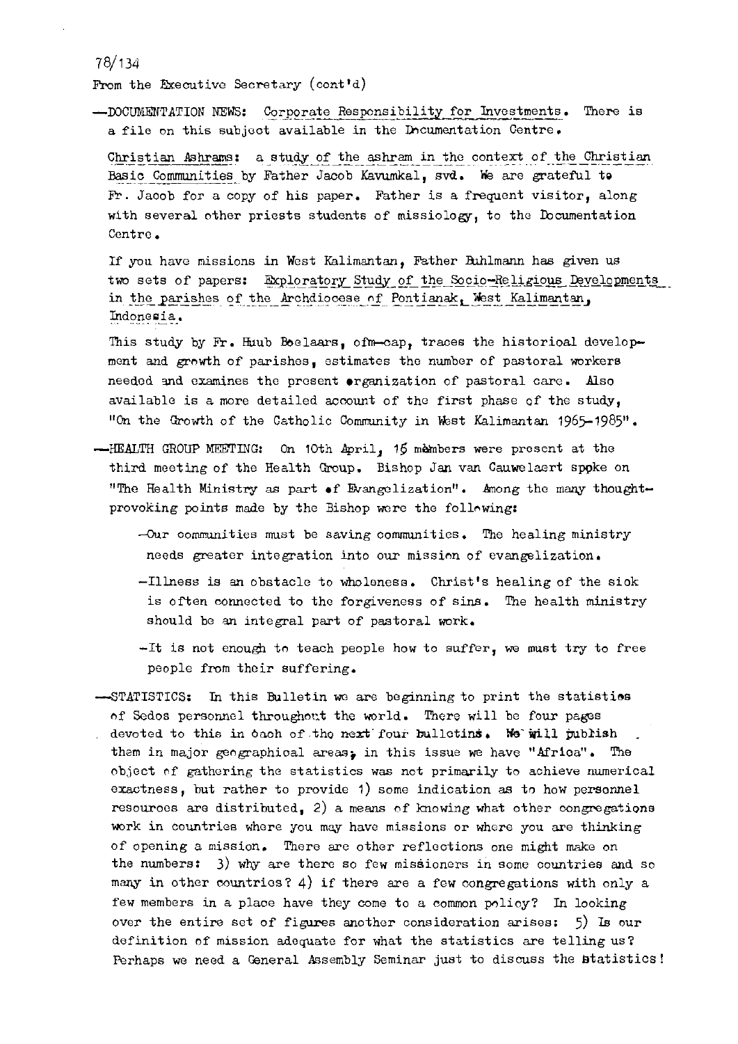78/134

From the Executive Secretary (cont'd)

—DOCUMENTATION NEWS: Corporate Responsibility for Investments. There is a file on this subject available in the Documentation Centre.

Christian Ashrams: a study of the ashram in the context of the Christian Basic Communities by Father Jacob Kavunkal, svd. We are grateful to Fr. Jacob for a copy of his paper. Father is a frequent visitor, along with several other priests students of missiology, to the Documentation Centre.

If you have missions in West Kalimantan, Father Buhlmann has given us two sets of papers: Exploratory Study of the Socio-Religious Developments in the parishes of the Archdiocese of Pontianak, West Kalimantan, Indonesia.

This study by Fr. Huub Boelaars, ofm-cap, traces the historical development and growth of parishes, estimates the number of pastoral workers needed and examines the present organization of pastoral care. Also available is a more detailed account of the first phase of the study, "On the Growth of the Catholic Community in West Kalimantan 1965-1985".

—HEALTH GROUP MEETING: On 10th April, 15 members were present at the third meeting of the Health Group. Bishop Jan van Cauwelaert spoke on "The Health Ministry as part of Evangelization". Among the many thought-provoking points made by the Bishop were the following:

- Our communities must be saving communities. The healing ministry needs greater integration into our mission of evangelization.
- Illness is an obstacle to wholeness. Christ's healing of the sick is often connected to the forgiveness of sins. The health ministry should be an integral part of pastoral work.
- It is not enough to teach people how to suffer, we must try to free people from their suffering.

—STATISTICS: In this Bulletin we are beginning to print the statistics of Sedos personnel throughout the world. There will be four pages devoted to this in each of the next four bulletins. We will publish them in major geographical areas; in this issue we have "Africa". The object of gathering the statistics was not primarily to achieve numerical exactness, but rather to provide 1) some indication as to how personnel resources are distributed, 2) a means of knowing what other congregations work in countries where you may have missions or where you are thinking of opening a mission. There are other reflections one might make on the numbers: 3) why are there so few missioners in some countries and so many in other countries? 4) if there are a few congregations with only a few members in a place have they come to a common policy? In looking over the entire set of figures another consideration arises: 5) Is our definition of mission adequate for what the statistics are telling us? Perhaps we need a General Assembly Seminar just to discuss the statistics!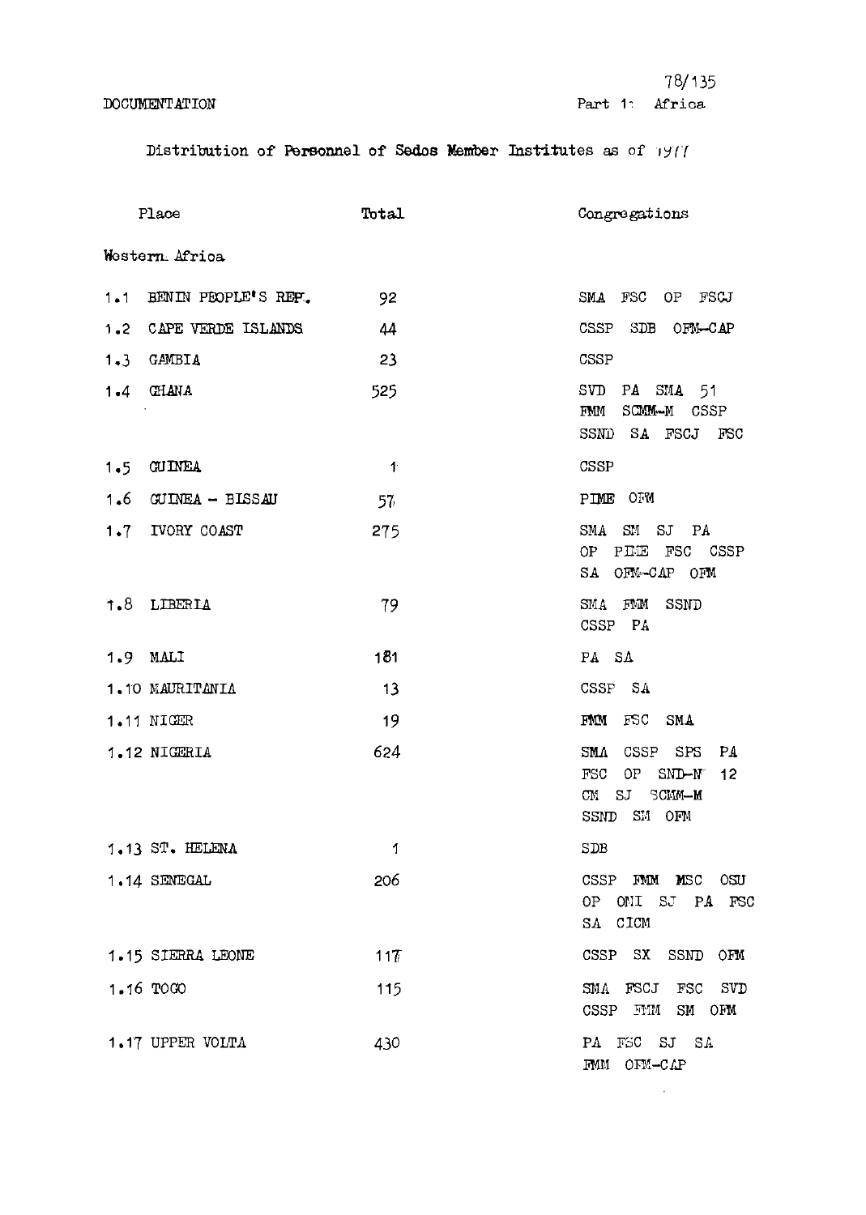DOCUMENTATION

78/135

Part 1: Africa

Distribution of Personnel of Sedos Member Institutes as of 1977

| Place | Total | Congregations |
|---|---|---|
| **Western Africa** | | |
| 1.1 BENIN PEOPLE'S REP. | 92 | SMA FSC OP FSCJ |
| 1.2 CAPE VERDE ISLANDS | 44 | CSSP SDB OFM-CAP |
| 1.3 GAMBIA | 23 | CSSP |
| 1.4 GHANA | 525 | SVD PA SMA 51 FMM SCMM-M CSSP SSND SA FSCJ FSC |
| 1.5 GUINEA | 1 | CSSP |
| 1.6 GUINEA - BISSAU | 57 | PIME OFM |
| 1.7 IVORY COAST | 275 | SMA SM SJ PA OP PIME FSC CSSP SA OFM-CAP OFM |
| 1.8 LIBERIA | 79 | SMA FMM SSND CSSP PA |
| 1.9 MALI | 181 | PA SA |
| 1.10 MAURITANIA | 13 | CSSP SA |
| 1.11 NIGER | 19 | FMM FSC SMA |
| 1.12 NIGERIA | 624 | SMA CSSP SPS PA FSC OP SND-N 12 CM SJ SCMM-M SSND SM OFM |
| 1.13 ST. HELENA | 1 | SDB |
| 1.14 SENEGAL | 206 | CSSP FMM MSC OSU OP OMI SJ PA FSC SA CICM |
| 1.15 SIERRA LEONE | 117 | CSSP SX SSND OFM |
| 1.16 TOGO | 115 | SMA FSCJ FSC SVD CSSP FMM SM OFM |
| 1.17 UPPER VOLTA | 430 | PA FSC SJ SA FMM OFM-CAP |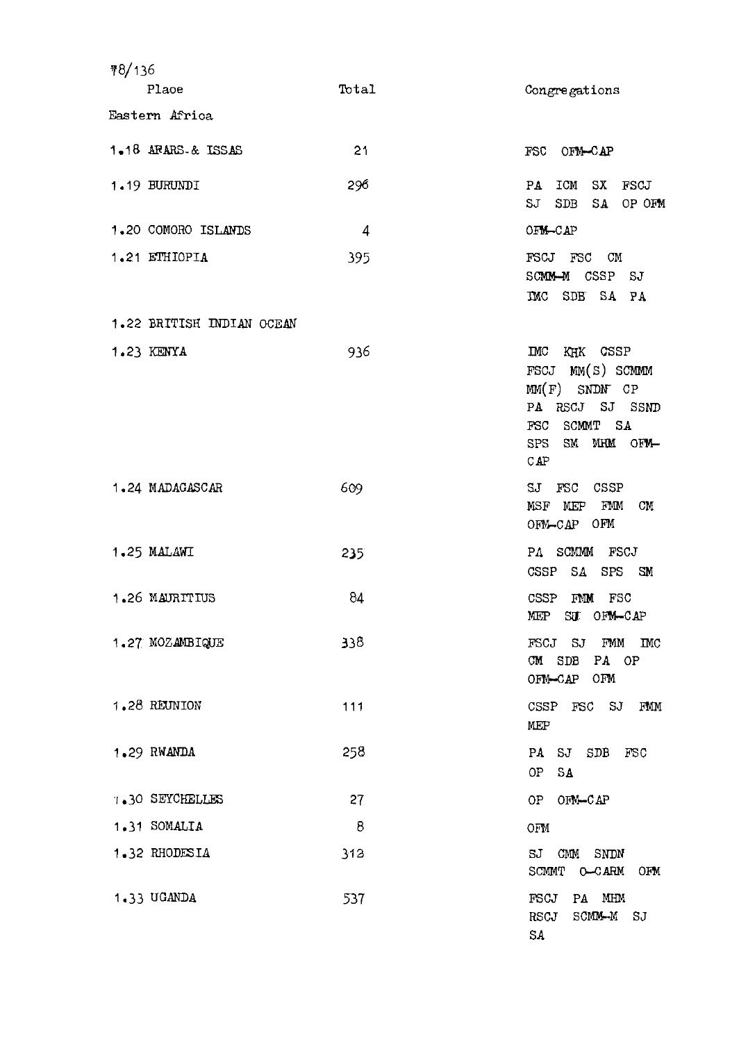78/136

| Place | Total | Congregations |
|---|---|---|
| **Eastern Africa** | | |
| 1.18 AFARS & ISSAS | 21 | FSC OFM-CAP |
| 1.19 BURUNDI | 296 | PA ICM SX FSCJ SJ SDB SA OP OFM |
| 1.20 COMORO ISLANDS | 4 | OFM-CAP |
| 1.21 ETHIOPIA | 395 | FSCJ FSC CM SCMM-M CSSP SJ IMC SDB SA PA |
| 1.22 BRITISH INDIAN OCEAN | | |
| 1.23 KENYA | 936 | IMC KHK CSSP FSCJ MM(S) SCMMM MM(F) SNDN CP PA RSCJ SJ SSND FSC SCMMT SA SPS SM MHM OFM-CAP |
| 1.24 MADAGASCAR | 609 | SJ FSC CSSP MSF MEP FMM CM OFM-CAP OFM |
| 1.25 MALAWI | 235 | PA SCMMM FSCJ CSSP SA SPS SM |
| 1.26 MAURITIUS | 84 | CSSP FMM FSC MEP SJ OFM-CAP |
| 1.27 MOZAMBIQUE | 338 | FSCJ SJ FMM IMC CM SDB PA OP OFM-CAP OFM |
| 1.28 REUNION | 111 | CSSP FSC SJ FMM MEP |
| 1.29 RWANDA | 258 | PA SJ SDB FSC OP SA |
| 1.30 SEYCHELLES | 27 | OP OFM-CAP |
| 1.31 SOMALIA | 8 | OFM |
| 1.32 RHODESIA | 313 | SJ CMM SNDN SCMMT O-CARM OFM |
| 1.33 UGANDA | 537 | FSCJ PA MHM RSCJ SCMM-M SJ SA |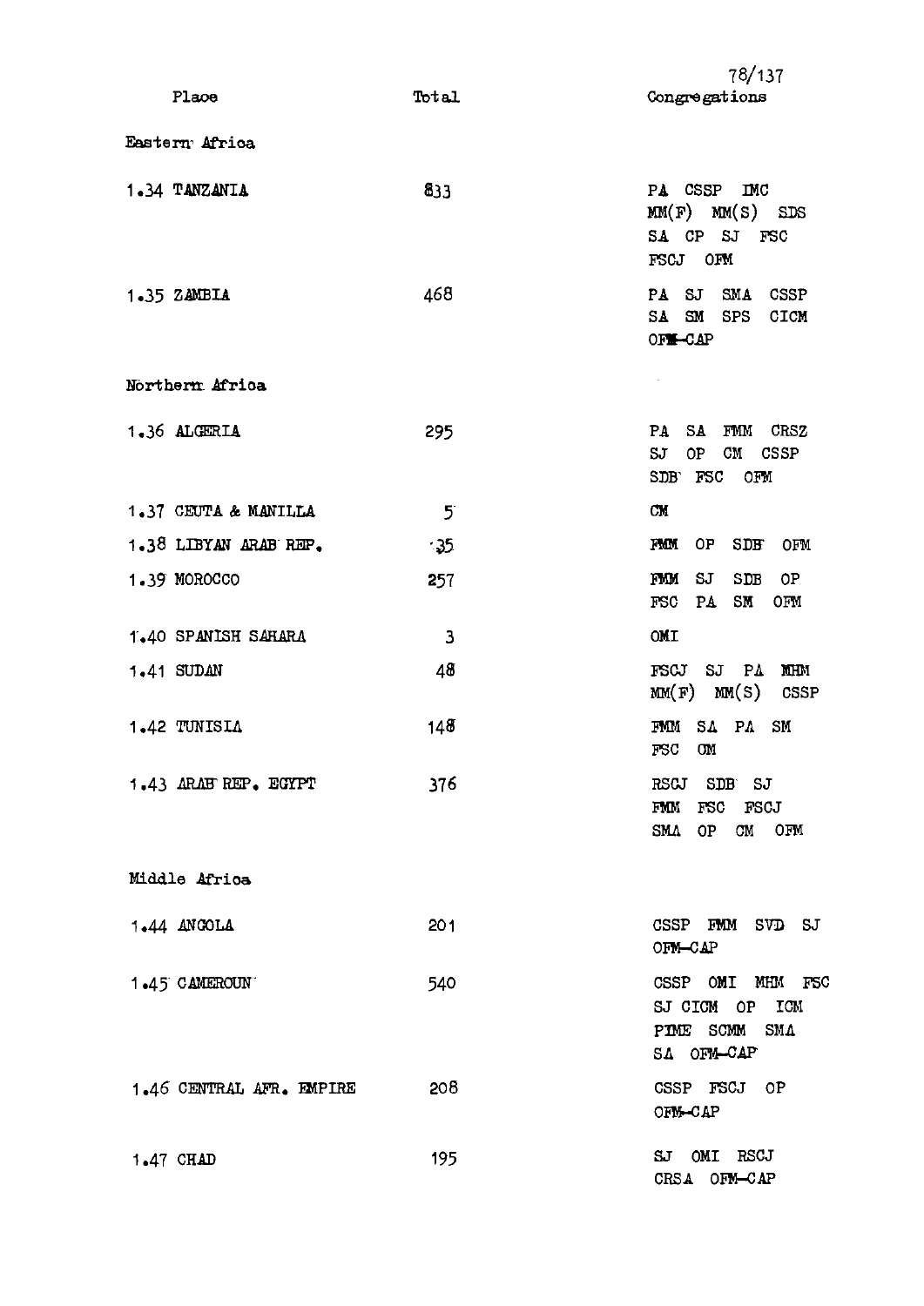78/137

| Place | Total | Congregations |
|---|---|---|
| **Eastern Africa** | | |
| 1.34 TANZANIA | 833 | PA CSSP IMC MM(F) MM(S) SDS SA CP SJ FSC FSCJ OFM |
| 1.35 ZAMBIA | 468 | PA SJ SMA CSSP SA SM SPS CICM OFM-CAP |
| **Northern Africa** | | |
| 1.36 ALGERIA | 295 | PA SA FMM CRSZ SJ OP CM CSSP SDB FSC OFM |
| 1.37 CEUTA & MANILLA | 5 | CM |
| 1.38 LIBYAN ARAB REP. | 35 | FMM OP SDB OFM |
| 1.39 MOROCCO | 257 | FMM SJ SDB OP FSC PA SM OFM |
| 1.40 SPANISH SAHARA | 3 | OMI |
| 1.41 SUDAN | 48 | FSCJ SJ PA MHM MM(F) MM(S) CSSP |
| 1.42 TUNISIA | 148 | FMM SA PA SM FSC CM |
| 1.43 ARAB REP. EGYPT | 376 | RSCJ SDB SJ FMM FSC FSCJ SMA OP CM OFM |
| **Middle Africa** | | |
| 1.44 ANGOLA | 201 | CSSP FMM SVD SJ OFM-CAP |
| 1.45 CAMEROUN | 540 | CSSP OMI MHM FSC SJ CICM OP ICM PIME SCMM SMA SA OFM-CAP |
| 1.46 CENTRAL AFR. EMPIRE | 208 | CSSP FSCJ OP OFM-CAP |
| 1.47 CHAD | 195 | SJ OMI RSCJ CRSA OFM-CAP |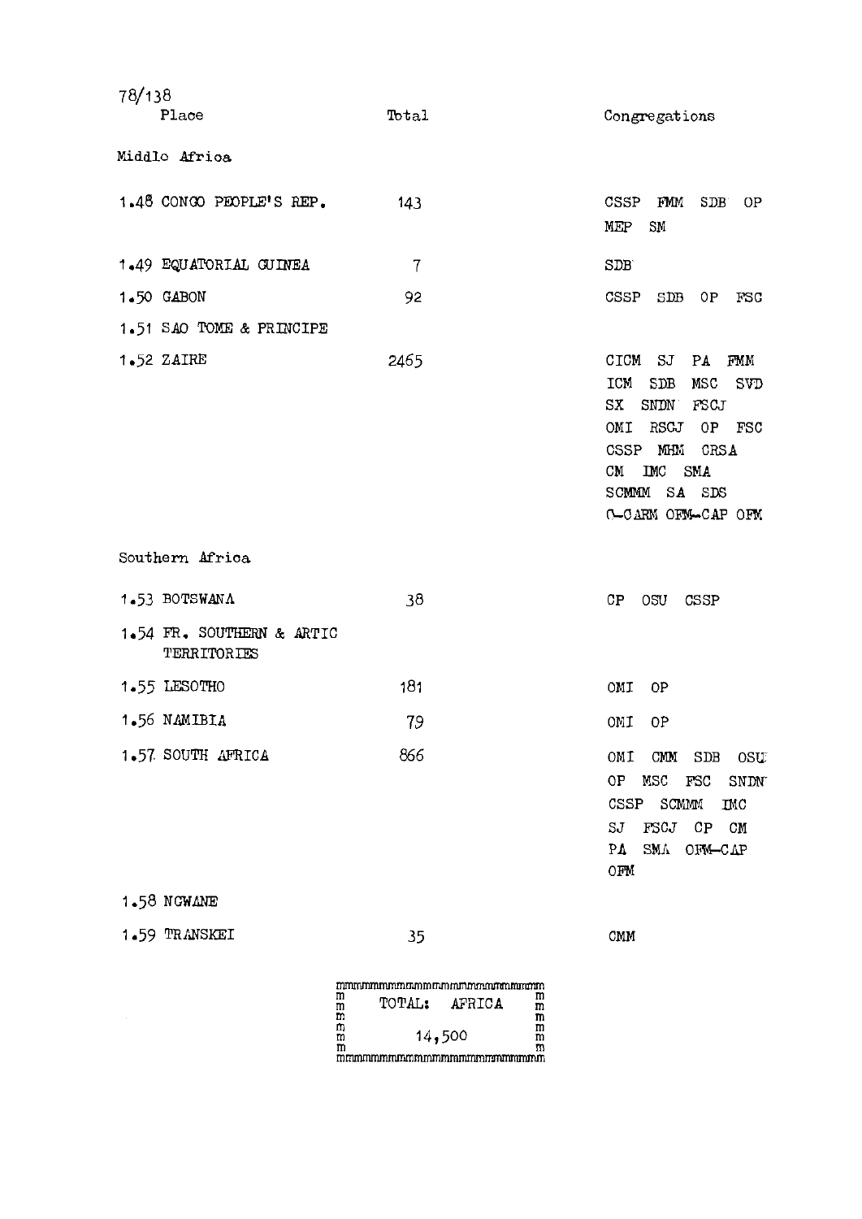78/138

| Place | Total | Congregations |
|---|---|---|
| **Middle Africa** | | |
| 1.48 CONGO PEOPLE'S REP. | 143 | CSSP FMM SDB OP MEP SM |
| 1.49 EQUATORIAL GUINEA | 7 | SDB |
| 1.50 GABON | 92 | CSSP SDB OP FSC |
| 1.51 SAO TOME & PRINCIPE | | |
| 1.52 ZAIRE | 2465 | CICM SJ PA FMM ICM SDB MSC SVD SX SNDN FSCJ OMI RSCJ OP FSC CSSP MHM CRSA CM IMC SMA SCMMM SA SDS O-CARM OFM-CAP OFM |
| **Southern Africa** | | |
| 1.53 BOTSWANA | 38 | CP OSU CSSP |
| 1.54 FR. SOUTHERN & ARTIC TERRITORIES | | |
| 1.55 LESOTHO | 181 | OMI OP |
| 1.56 NAMIBIA | 79 | OMI OP |
| 1.57 SOUTH AFRICA | 866 | OMI CMM SDB OSU OP MSC FSC SNDN CSSP SCMMM IMC SJ FSCJ CP CM PA SMA OFM-CAP OFM |
| 1.58 NGWANE | | |
| 1.59 TRANSKEI | 35 | CMM |

**TOTAL: AFRICA**

**14,500**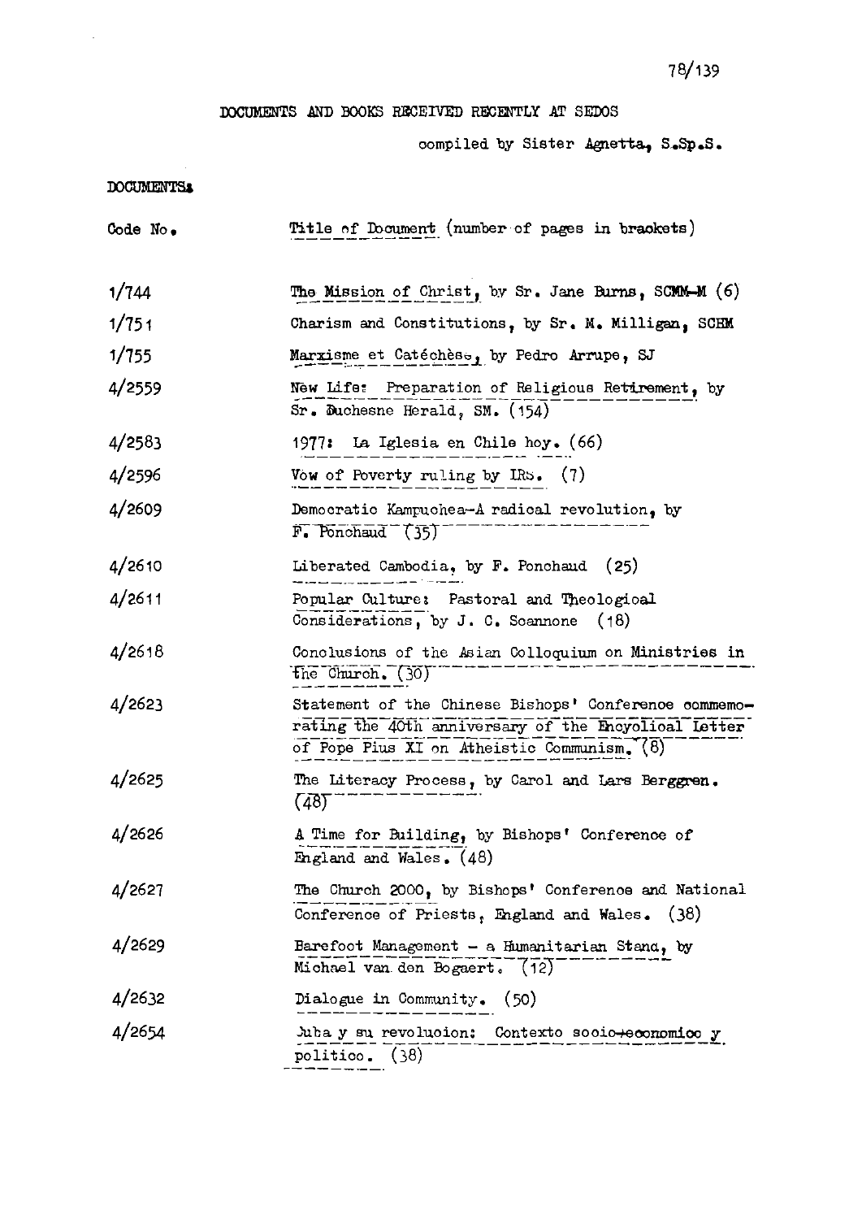## DOCUMENTS AND BOOKS RECEIVED RECENTLY AT SEDOS

compiled by Sister Agnetta, S.Sp.S.

**DOCUMENTS:**

| Code No. | Title of Document (number of pages in brackets) |
|---|---|
| 1/744 | The Mission of Christ, by Sr. Jane Burns, SCMM-M (6) |
| 1/751 | Charism and Constitutions, by Sr. M. Milligan, SCHM |
| 1/755 | Marxisme et Catéchèse, by Pedro Arrupe, SJ |
| 4/2559 | New Life: Preparation of Religious Retirement, by Sr. Duchesne Herald, SM. (154) |
| 4/2583 | 1977: La Iglesia en Chile hoy. (66) |
| 4/2596 | Vow of Poverty ruling by IRS. (7) |
| 4/2609 | Democratic Kampuchea-A radical revolution, by F. Ponchaud (35) |
| 4/2610 | Liberated Cambodia, by F. Ponchaud (25) |
| 4/2611 | Popular Culture: Pastoral and Theological Considerations, by J. C. Scannone (18) |
| 4/2618 | Conclusions of the Asian Colloquium on Ministries in the Church. (30) |
| 4/2623 | Statement of the Chinese Bishops' Conference commemorating the 40th anniversary of the Encyclical Letter of Pope Pius XI on Atheistic Communism. (8) |
| 4/2625 | The Literacy Process, by Carol and Lars Berggren. (48) |
| 4/2626 | A Time for Building, by Bishops' Conference of England and Wales. (48) |
| 4/2627 | The Church 2000, by Bishops' Conference and National Conference of Priests, England and Wales. (38) |
| 4/2629 | Barefoot Management - a Humanitarian Stand, by Michael van den Bogaert. (12) |
| 4/2632 | Dialogue in Community. (50) |
| 4/2654 | Cuba y su revolucion: Contexto socio-economico y politico. (38) |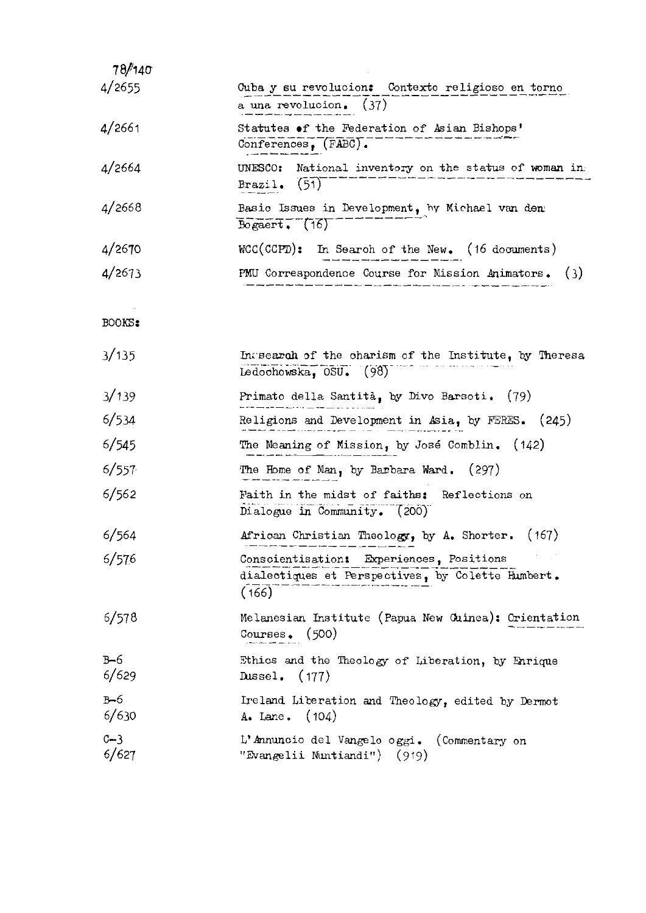78/140

| | |
|---|---|
| 4/2655 | Cuba y su revolucion: Contexto religioso en torno a una revolucion. (37) |
| 4/2661 | Statutes of the Federation of Asian Bishops' Conferences, (FABC). |
| 4/2664 | UNESCO: National inventory on the status of woman in Brazil. (51) |
| 4/2668 | Basic Issues in Development, by Michael van den Bogaert. (16) |
| 4/2670 | WCC(CCPD): In Search of the New. (16 documents) |
| 4/2673 | PMU Correspondence Course for Mission Animators. (3) |

BOOKS:

| | |
|---|---|
| 3/135 | In search of the charism of the Institute, by Theresa Ledochowska, OSU. (98) |
| 3/139 | Primato della Santità, by Divo Barsoti. (79) |
| 6/534 | Religions and Development in Asia, by FERES. (245) |
| 6/545 | The Meaning of Mission, by José Comblin. (142) |
| 6/557 | The Home of Man, by Barbara Ward. (297) |
| 6/562 | Faith in the midst of faiths: Reflections on Dialogue in Community. (200) |
| 6/564 | African Christian Theology, by A. Shorter. (167) |
| 6/576 | Conscientisation: Experiences, Positions dialectiques et Perspectives, by Colette Humbert. (166) |
| 6/578 | Melanesian Institute (Papua New Guinea): Orientation Courses. (500) |
| B-6 6/629 | Ethics and the Theology of Liberation, by Enrique Dussel. (177) |
| B-6 6/630 | Ireland Liberation and Theology, edited by Dermot A. Lane. (104) |
| C-3 6/627 | L'Annuncio del Vangelo oggi. (Commentary on "Evangelii Nuntiandi") (919) |